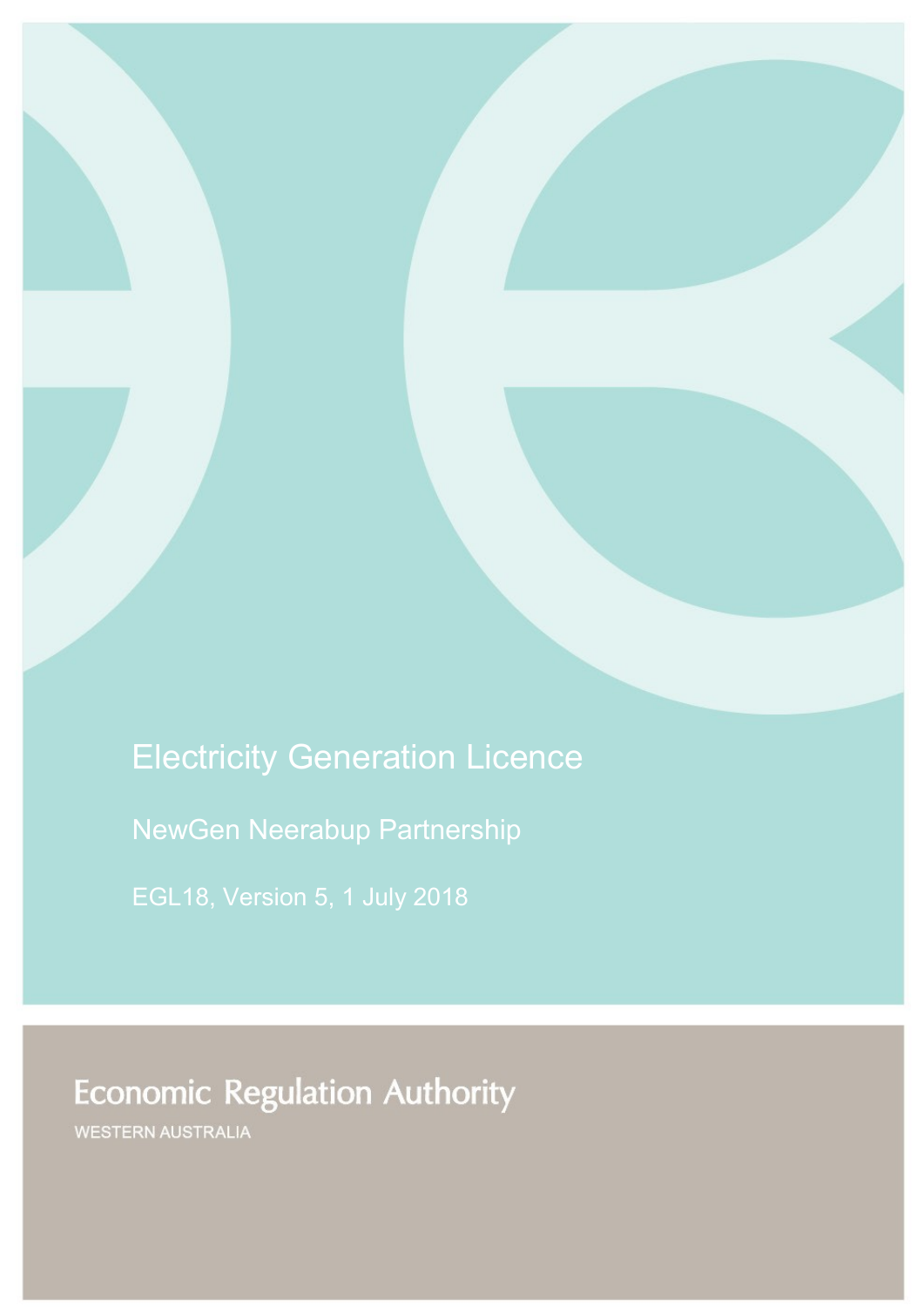# Electricity Generation Licence

## NewGen Neerabup Partnership

EGL18, Version 5, 1 July 2018

Economic Regulation Authority

WESTERN AUSTRALIA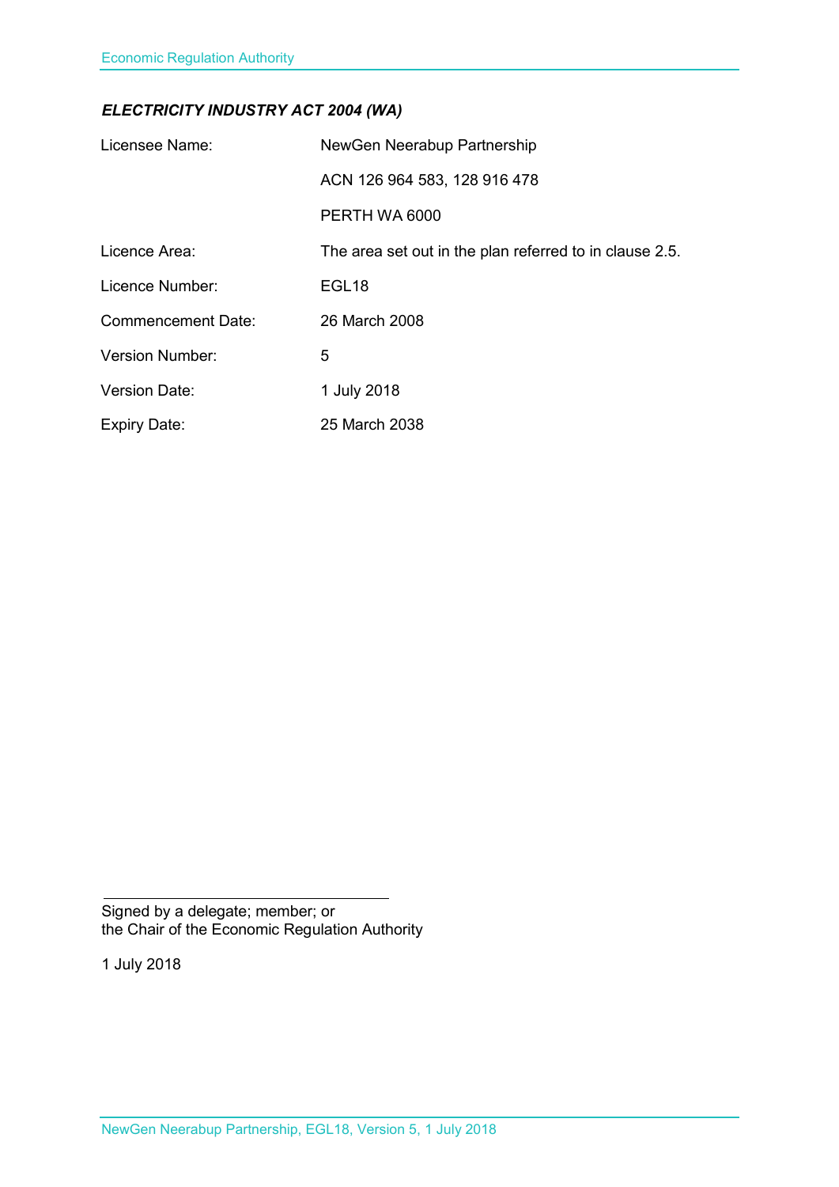***ELECTRICITY INDUSTRY ACT 2004 (WA)***

| | |
|---|---|
| Licensee Name: | NewGen Neerabup Partnership |
| | ACN 126 964 583, 128 916 478 |
| | PERTH WA 6000 |
| Licence Area: | The area set out in the plan referred to in clause 2.5. |
| Licence Number: | EGL18 |
| Commencement Date: | 26 March 2008 |
| Version Number: | 5 |
| Version Date: | 1 July 2018 |
| Expiry Date: | 25 March 2038 |

Signed by a delegate; member; or
the Chair of the Economic Regulation Authority

1 July 2018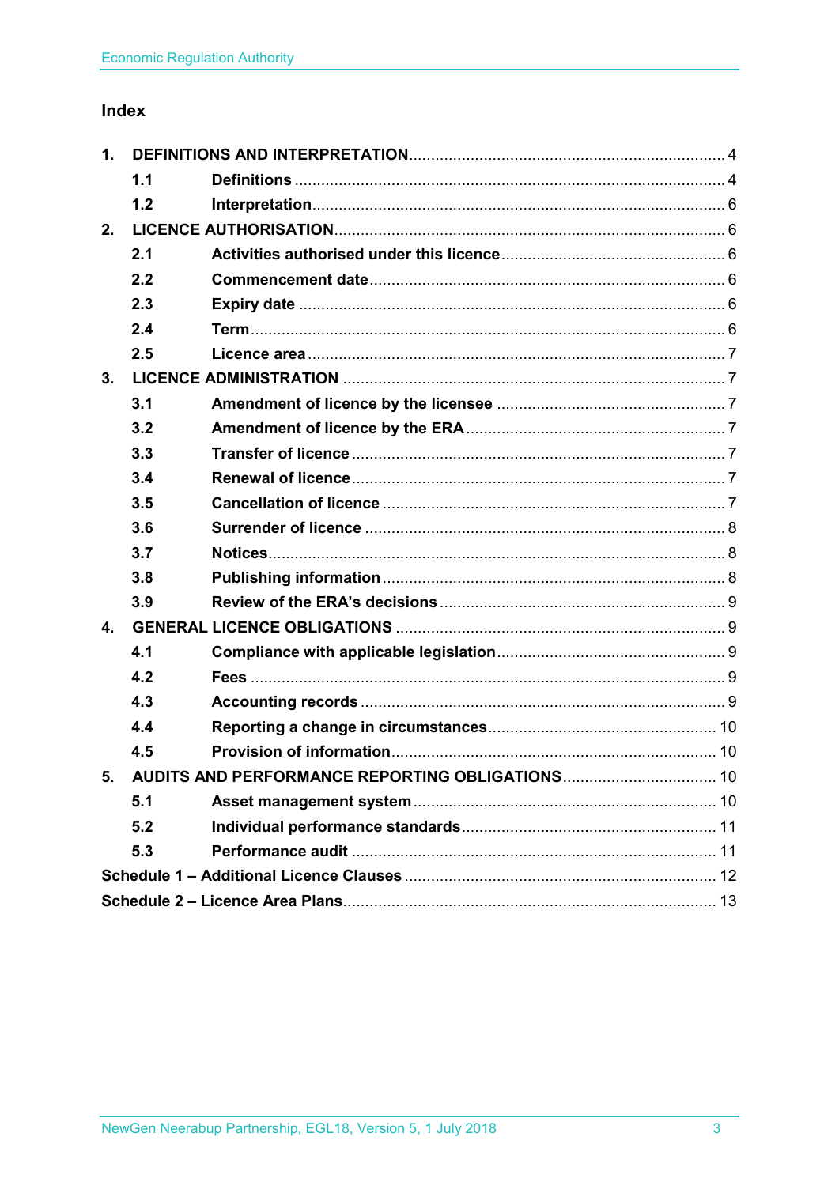## Index

| | | |
|---|---|---|
| **1.** | **DEFINITIONS AND INTERPRETATION** | 4 |
| **1.1** | **Definitions** | 4 |
| **1.2** | **Interpretation** | 6 |
| **2.** | **LICENCE AUTHORISATION** | 6 |
| **2.1** | **Activities authorised under this licence** | 6 |
| **2.2** | **Commencement date** | 6 |
| **2.3** | **Expiry date** | 6 |
| **2.4** | **Term** | 6 |
| **2.5** | **Licence area** | 7 |
| **3.** | **LICENCE ADMINISTRATION** | 7 |
| **3.1** | **Amendment of licence by the licensee** | 7 |
| **3.2** | **Amendment of licence by the ERA** | 7 |
| **3.3** | **Transfer of licence** | 7 |
| **3.4** | **Renewal of licence** | 7 |
| **3.5** | **Cancellation of licence** | 7 |
| **3.6** | **Surrender of licence** | 8 |
| **3.7** | **Notices** | 8 |
| **3.8** | **Publishing information** | 8 |
| **3.9** | **Review of the ERA's decisions** | 9 |
| **4.** | **GENERAL LICENCE OBLIGATIONS** | 9 |
| **4.1** | **Compliance with applicable legislation** | 9 |
| **4.2** | **Fees** | 9 |
| **4.3** | **Accounting records** | 9 |
| **4.4** | **Reporting a change in circumstances** | 10 |
| **4.5** | **Provision of information** | 10 |
| **5.** | **AUDITS AND PERFORMANCE REPORTING OBLIGATIONS** | 10 |
| **5.1** | **Asset management system** | 10 |
| **5.2** | **Individual performance standards** | 11 |
| **5.3** | **Performance audit** | 11 |
| | **Schedule 1 – Additional Licence Clauses** | 12 |
| | **Schedule 2 – Licence Area Plans** | 13 |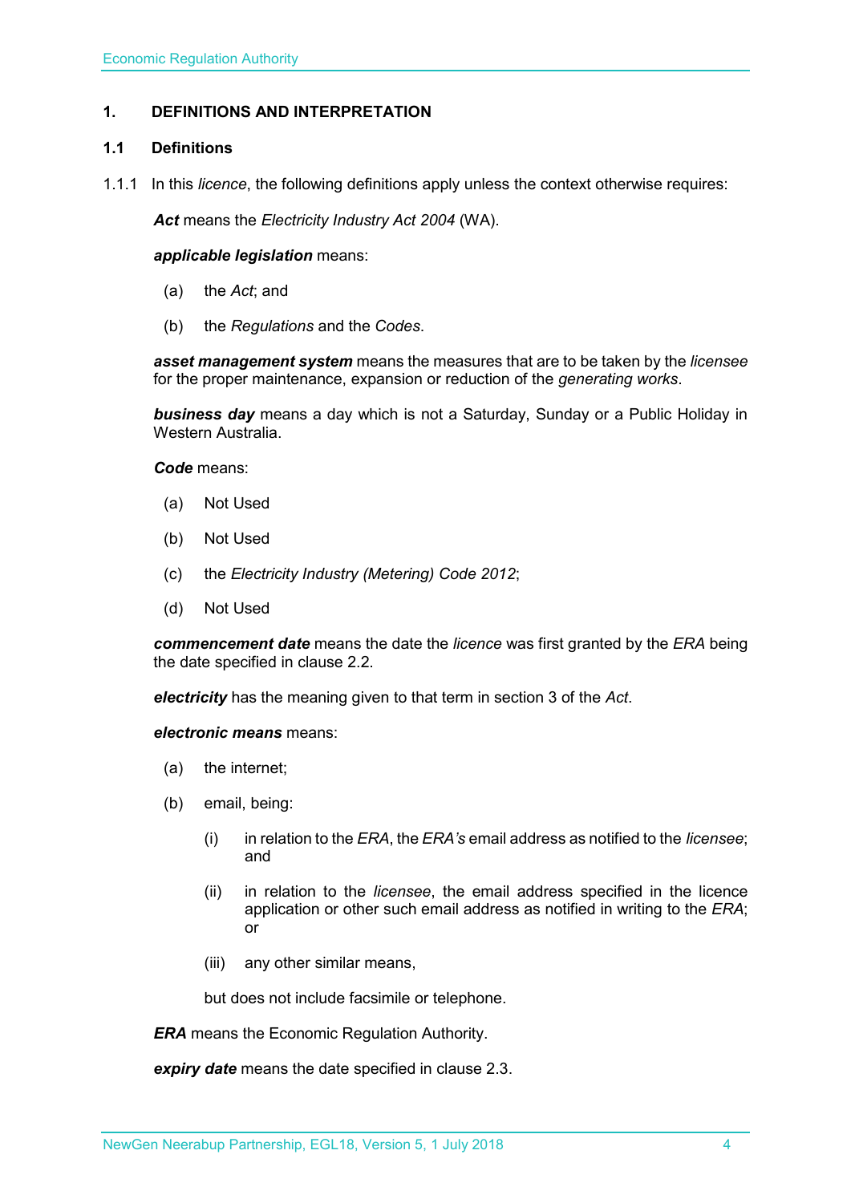## 1. DEFINITIONS AND INTERPRETATION

### 1.1 Definitions

1.1.1 In this *licence*, the following definitions apply unless the context otherwise requires:

***Act*** means the *Electricity Industry Act 2004* (WA).

***applicable legislation*** means:

(a) the *Act*; and

(b) the *Regulations* and the *Codes*.

***asset management system*** means the measures that are to be taken by the *licensee* for the proper maintenance, expansion or reduction of the *generating works*.

***business day*** means a day which is not a Saturday, Sunday or a Public Holiday in Western Australia.

***Code*** means:

(a) Not Used

(b) Not Used

(c) the *Electricity Industry (Metering) Code 2012*;

(d) Not Used

***commencement date*** means the date the *licence* was first granted by the *ERA* being the date specified in clause 2.2.

***electricity*** has the meaning given to that term in section 3 of the *Act*.

***electronic means*** means:

(a) the internet;

(b) email, being:

(i) in relation to the *ERA*, the *ERA's* email address as notified to the *licensee*; and

(ii) in relation to the *licensee*, the email address specified in the licence application or other such email address as notified in writing to the *ERA*; or

(iii) any other similar means,

but does not include facsimile or telephone.

***ERA*** means the Economic Regulation Authority.

***expiry date*** means the date specified in clause 2.3.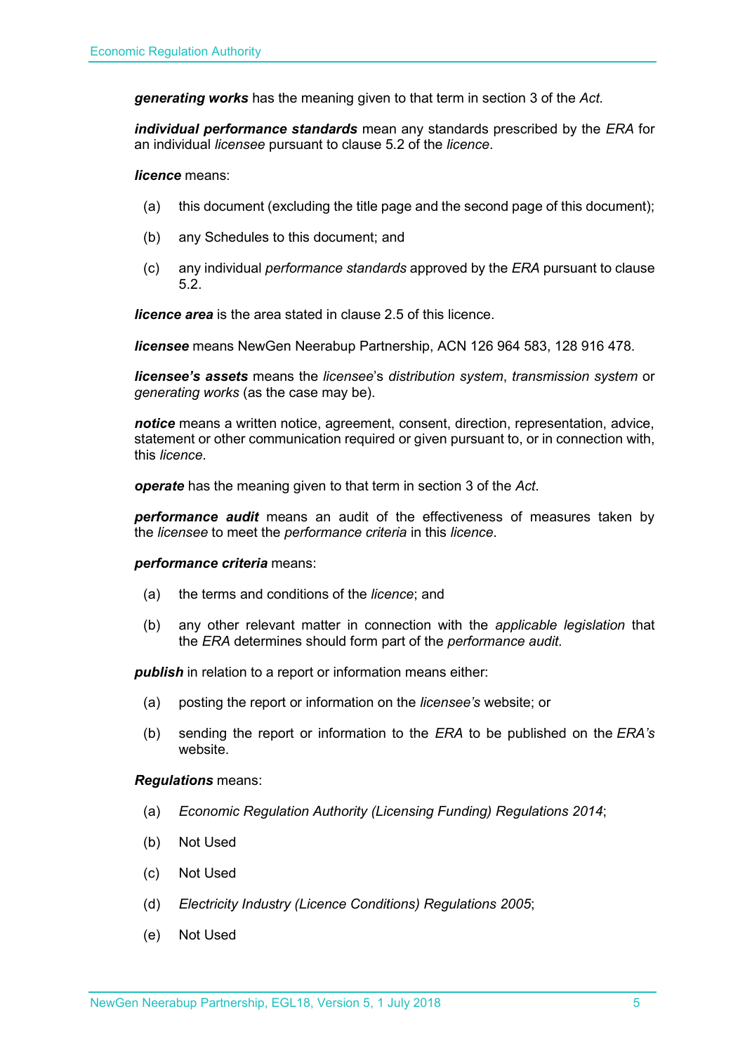***generating works*** has the meaning given to that term in section 3 of the *Act.*

***individual performance standards*** mean any standards prescribed by the *ERA* for an individual *licensee* pursuant to clause 5.2 of the *licence*.

***licence*** means:

(a) this document (excluding the title page and the second page of this document);

(b) any Schedules to this document; and

(c) any individual *performance standards* approved by the *ERA* pursuant to clause 5.2.

***licence area*** is the area stated in clause 2.5 of this licence.

***licensee*** means NewGen Neerabup Partnership, ACN 126 964 583, 128 916 478.

***licensee's assets*** means the *licensee*'s *distribution system*, *transmission system* or *generating works* (as the case may be).

***notice*** means a written notice, agreement, consent, direction, representation, advice, statement or other communication required or given pursuant to, or in connection with, this *licence*.

***operate*** has the meaning given to that term in section 3 of the *Act*.

***performance audit*** means an audit of the effectiveness of measures taken by the *licensee* to meet the *performance criteria* in this *licence*.

***performance criteria*** means:

(a) the terms and conditions of the *licence*; and

(b) any other relevant matter in connection with the *applicable legislation* that the *ERA* determines should form part of the *performance audit*.

***publish*** in relation to a report or information means either:

(a) posting the report or information on the *licensee's* website; or

(b) sending the report or information to the *ERA* to be published on the *ERA's* website.

***Regulations*** means:

(a) *Economic Regulation Authority (Licensing Funding) Regulations 2014*;

(b) Not Used

(c) Not Used

(d) *Electricity Industry (Licence Conditions) Regulations 2005*;

(e) Not Used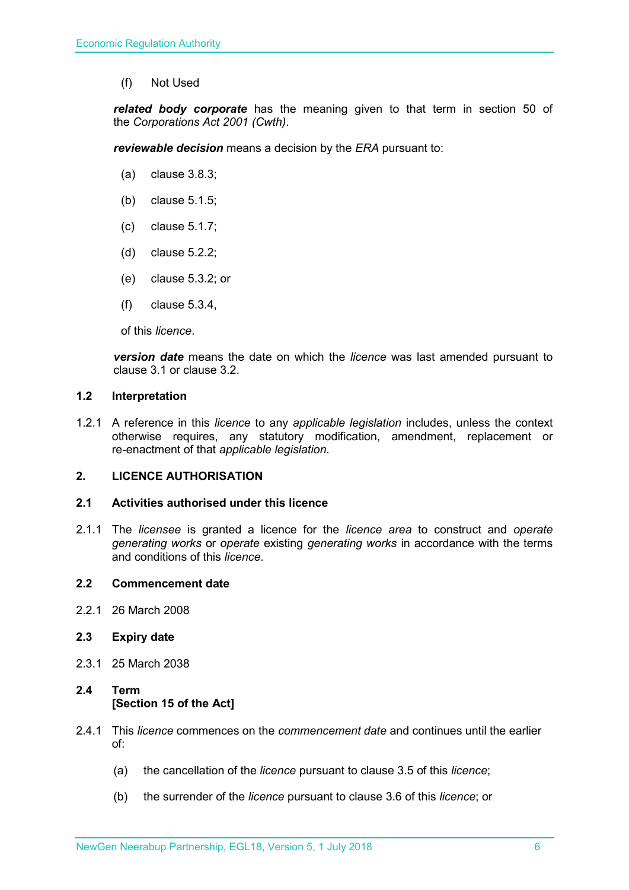(f) Not Used

***related body corporate*** has the meaning given to that term in section 50 of the *Corporations Act 2001 (Cwth)*.

***reviewable decision*** means a decision by the *ERA* pursuant to:

(a) clause 3.8.3;

(b) clause 5.1.5;

(c) clause 5.1.7;

(d) clause 5.2.2;

(e) clause 5.3.2; or

(f) clause 5.3.4,

of this *licence*.

***version date*** means the date on which the *licence* was last amended pursuant to clause 3.1 or clause 3.2.

### 1.2 Interpretation

1.2.1 A reference in this *licence* to any *applicable legislation* includes, unless the context otherwise requires, any statutory modification, amendment, replacement or re-enactment of that *applicable legislation*.

## 2. LICENCE AUTHORISATION

### 2.1 Activities authorised under this licence

2.1.1 The *licensee* is granted a licence for the *licence area* to construct and *operate generating works* or *operate* existing *generating works* in accordance with the terms and conditions of this *licence*.

### 2.2 Commencement date

2.2.1 26 March 2008

### 2.3 Expiry date

2.3.1 25 March 2038

### 2.4 Term [Section 15 of the Act]

2.4.1 This *licence* commences on the *commencement date* and continues until the earlier of:

(a) the cancellation of the *licence* pursuant to clause 3.5 of this *licence*;

(b) the surrender of the *licence* pursuant to clause 3.6 of this *licence*; or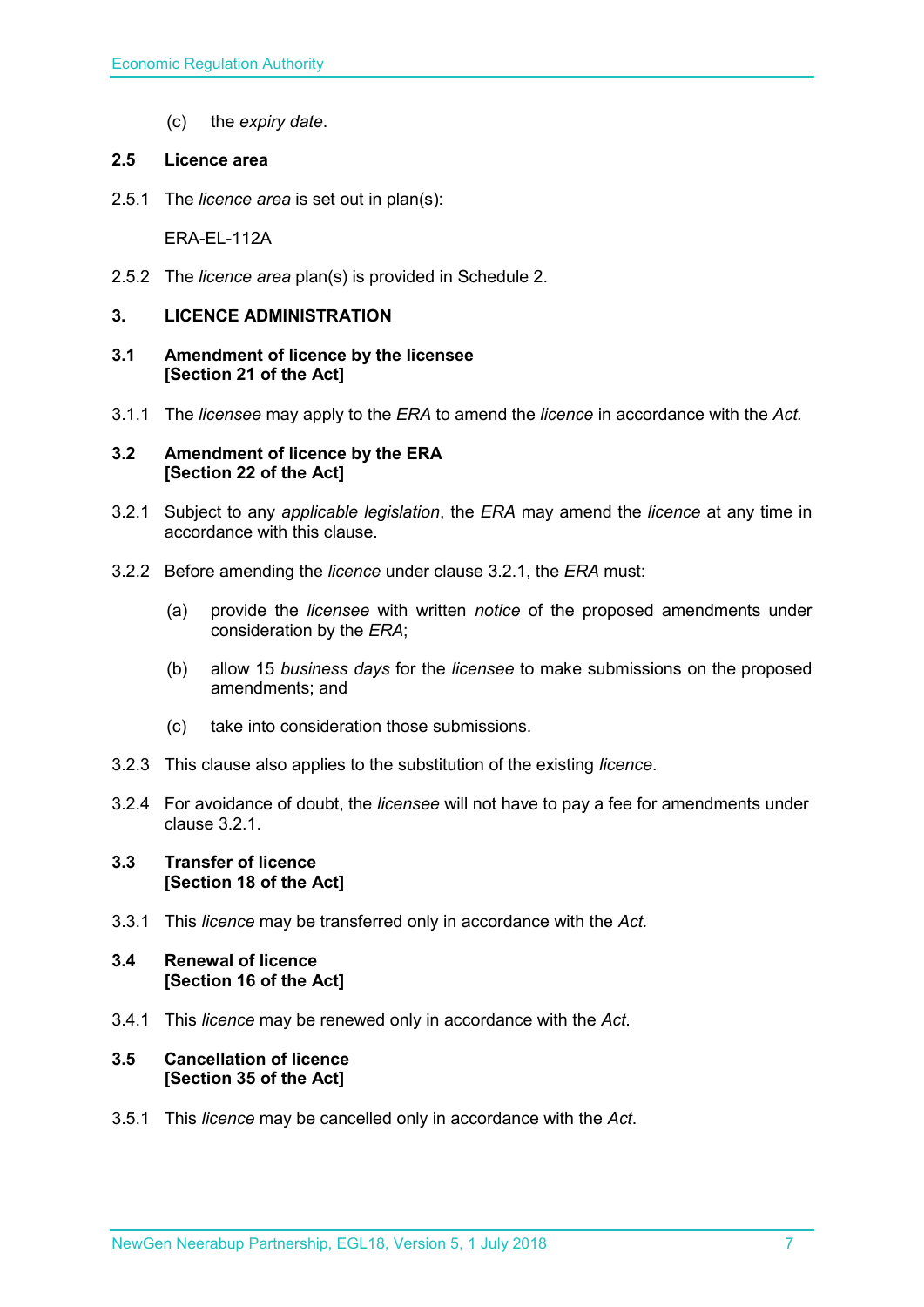(c) the *expiry date*.

### 2.5 Licence area

2.5.1 The *licence area* is set out in plan(s):

ERA-EL-112A

2.5.2 The *licence area* plan(s) is provided in Schedule 2.

## 3. LICENCE ADMINISTRATION

### 3.1 Amendment of licence by the licensee [Section 21 of the Act]

3.1.1 The *licensee* may apply to the *ERA* to amend the *licence* in accordance with the *Act.*

### 3.2 Amendment of licence by the ERA [Section 22 of the Act]

3.2.1 Subject to any *applicable legislation*, the *ERA* may amend the *licence* at any time in accordance with this clause.

3.2.2 Before amending the *licence* under clause 3.2.1, the *ERA* must:

(a) provide the *licensee* with written *notice* of the proposed amendments under consideration by the *ERA*;

(b) allow 15 *business days* for the *licensee* to make submissions on the proposed amendments; and

(c) take into consideration those submissions.

3.2.3 This clause also applies to the substitution of the existing *licence*.

3.2.4 For avoidance of doubt, the *licensee* will not have to pay a fee for amendments under clause 3.2.1.

### 3.3 Transfer of licence [Section 18 of the Act]

3.3.1 This *licence* may be transferred only in accordance with the *Act.*

### 3.4 Renewal of licence [Section 16 of the Act]

3.4.1 This *licence* may be renewed only in accordance with the *Act*.

### 3.5 Cancellation of licence [Section 35 of the Act]

3.5.1 This *licence* may be cancelled only in accordance with the *Act*.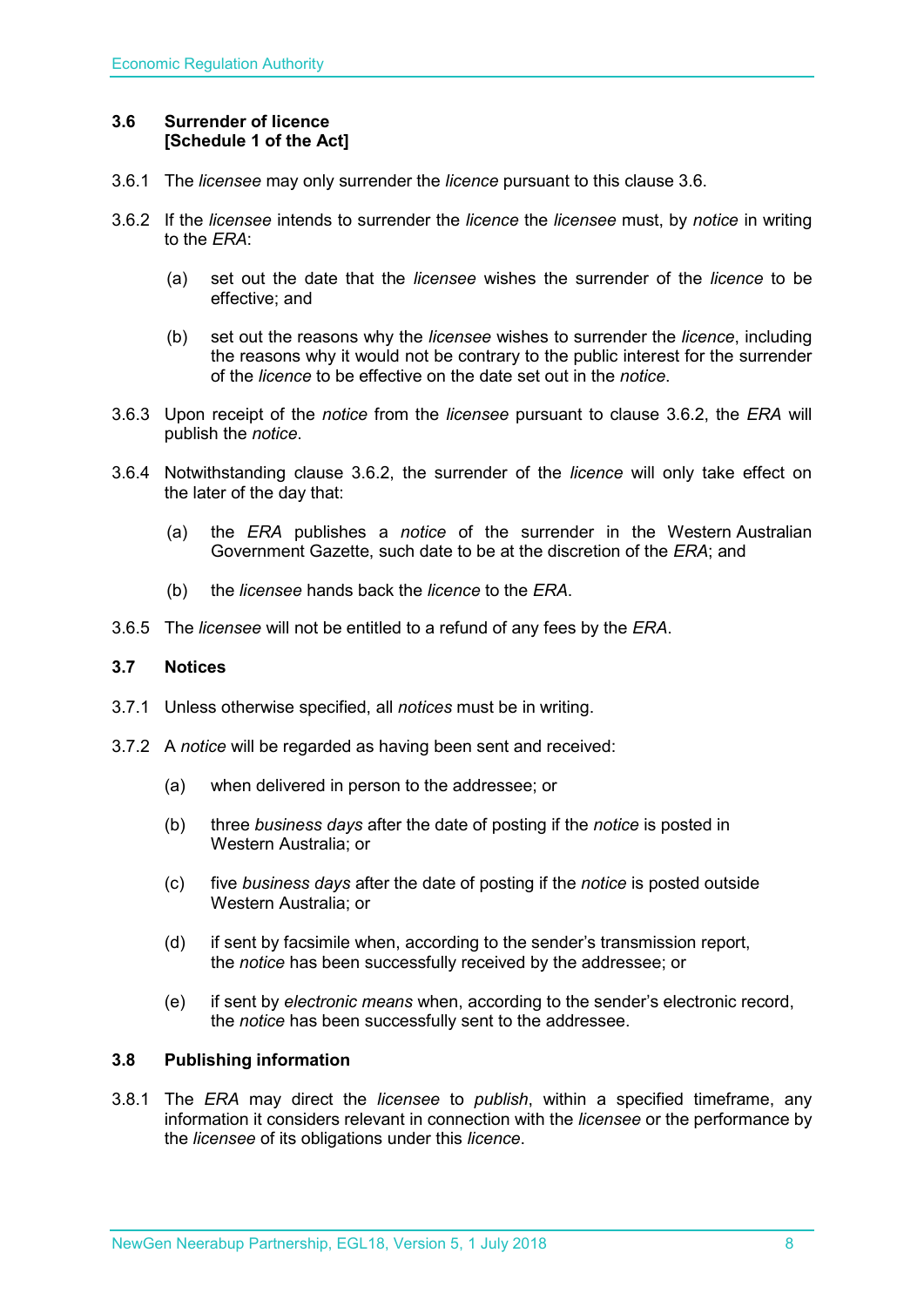### 3.6 Surrender of licence
### [Schedule 1 of the Act]

3.6.1 The *licensee* may only surrender the *licence* pursuant to this clause 3.6.

3.6.2 If the *licensee* intends to surrender the *licence* the *licensee* must, by *notice* in writing to the *ERA*:

(a) set out the date that the *licensee* wishes the surrender of the *licence* to be effective; and

(b) set out the reasons why the *licensee* wishes to surrender the *licence*, including the reasons why it would not be contrary to the public interest for the surrender of the *licence* to be effective on the date set out in the *notice*.

3.6.3 Upon receipt of the *notice* from the *licensee* pursuant to clause 3.6.2, the *ERA* will publish the *notice*.

3.6.4 Notwithstanding clause 3.6.2, the surrender of the *licence* will only take effect on the later of the day that:

(a) the *ERA* publishes a *notice* of the surrender in the Western Australian Government Gazette, such date to be at the discretion of the *ERA*; and

(b) the *licensee* hands back the *licence* to the *ERA*.

3.6.5 The *licensee* will not be entitled to a refund of any fees by the *ERA*.

### 3.7 Notices

3.7.1 Unless otherwise specified, all *notices* must be in writing.

3.7.2 A *notice* will be regarded as having been sent and received:

(a) when delivered in person to the addressee; or

(b) three *business days* after the date of posting if the *notice* is posted in Western Australia; or

(c) five *business days* after the date of posting if the *notice* is posted outside Western Australia; or

(d) if sent by facsimile when, according to the sender's transmission report, the *notice* has been successfully received by the addressee; or

(e) if sent by *electronic means* when, according to the sender's electronic record, the *notice* has been successfully sent to the addressee.

### 3.8 Publishing information

3.8.1 The *ERA* may direct the *licensee* to *publish*, within a specified timeframe, any information it considers relevant in connection with the *licensee* or the performance by the *licensee* of its obligations under this *licence*.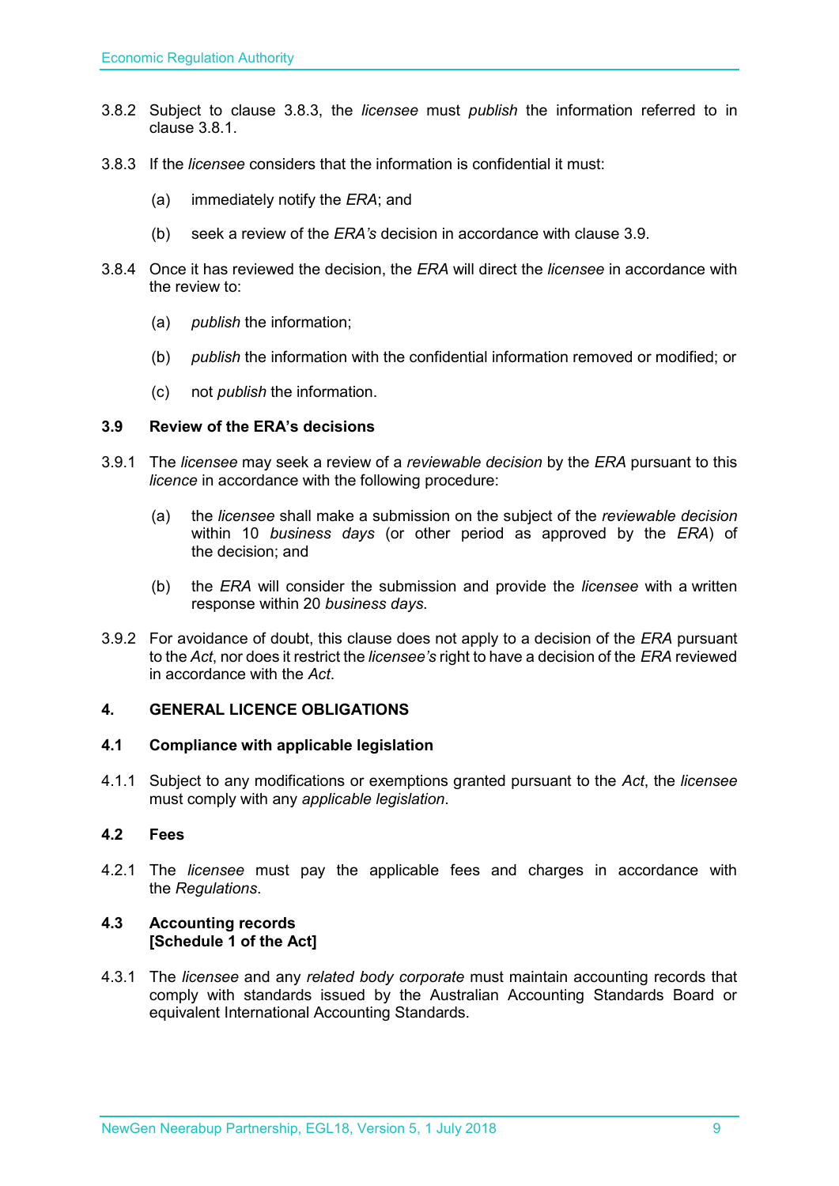3.8.2 Subject to clause 3.8.3, the *licensee* must *publish* the information referred to in clause 3.8.1.

3.8.3 If the *licensee* considers that the information is confidential it must:

(a) immediately notify the *ERA*; and

(b) seek a review of the *ERA's* decision in accordance with clause 3.9.

3.8.4 Once it has reviewed the decision, the *ERA* will direct the *licensee* in accordance with the review to:

(a) *publish* the information;

(b) *publish* the information with the confidential information removed or modified; or

(c) not *publish* the information.

### 3.9 Review of the ERA's decisions

3.9.1 The *licensee* may seek a review of a *reviewable decision* by the *ERA* pursuant to this *licence* in accordance with the following procedure:

(a) the *licensee* shall make a submission on the subject of the *reviewable decision* within 10 *business days* (or other period as approved by the *ERA*) of the decision; and

(b) the *ERA* will consider the submission and provide the *licensee* with a written response within 20 *business days*.

3.9.2 For avoidance of doubt, this clause does not apply to a decision of the *ERA* pursuant to the *Act*, nor does it restrict the *licensee's* right to have a decision of the *ERA* reviewed in accordance with the *Act*.

## 4. GENERAL LICENCE OBLIGATIONS

### 4.1 Compliance with applicable legislation

4.1.1 Subject to any modifications or exemptions granted pursuant to the *Act*, the *licensee* must comply with any *applicable legislation*.

### 4.2 Fees

4.2.1 The *licensee* must pay the applicable fees and charges in accordance with the *Regulations*.

### 4.3 Accounting records
**[Schedule 1 of the Act]**

4.3.1 The *licensee* and any *related body corporate* must maintain accounting records that comply with standards issued by the Australian Accounting Standards Board or equivalent International Accounting Standards.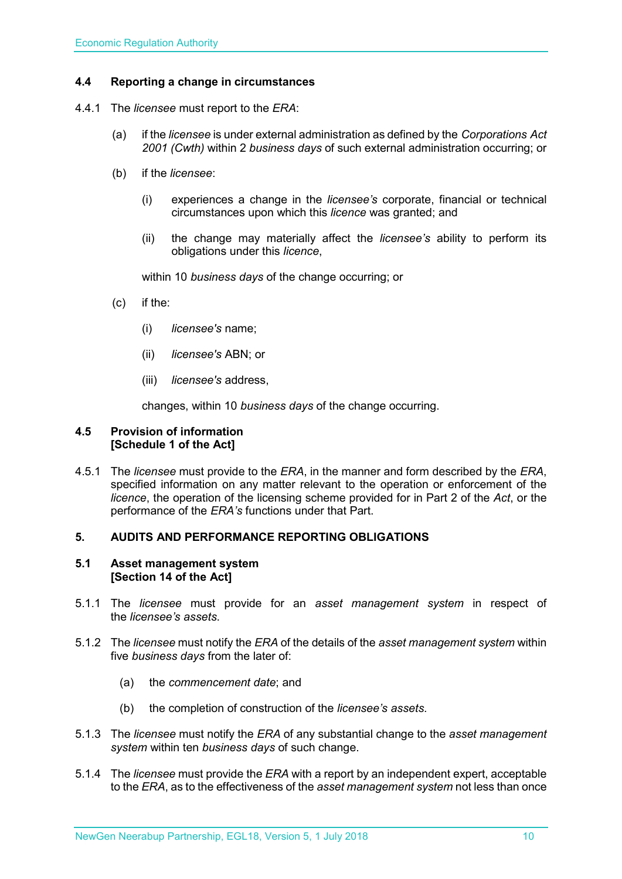### 4.4 Reporting a change in circumstances

4.4.1 The *licensee* must report to the *ERA*:

(a) if the *licensee* is under external administration as defined by the *Corporations Act 2001 (Cwth)* within 2 *business days* of such external administration occurring; or

(b) if the *licensee*:

(i) experiences a change in the *licensee's* corporate, financial or technical circumstances upon which this *licence* was granted; and

(ii) the change may materially affect the *licensee's* ability to perform its obligations under this *licence*,

within 10 *business days* of the change occurring; or

(c) if the:

(i) *licensee's* name;

(ii) *licensee's* ABN; or

(iii) *licensee's* address,

changes, within 10 *business days* of the change occurring.

### 4.5 Provision of information [Schedule 1 of the Act]

4.5.1 The *licensee* must provide to the *ERA*, in the manner and form described by the *ERA*, specified information on any matter relevant to the operation or enforcement of the *licence*, the operation of the licensing scheme provided for in Part 2 of the *Act*, or the performance of the *ERA's* functions under that Part.

## 5. AUDITS AND PERFORMANCE REPORTING OBLIGATIONS

### 5.1 Asset management system [Section 14 of the Act]

5.1.1 The *licensee* must provide for an *asset management system* in respect of the *licensee's assets*.

5.1.2 The *licensee* must notify the *ERA* of the details of the *asset management system* within five *business days* from the later of:

(a) the *commencement date*; and

(b) the completion of construction of the *licensee's assets*.

5.1.3 The *licensee* must notify the *ERA* of any substantial change to the *asset management system* within ten *business days* of such change.

5.1.4 The *licensee* must provide the *ERA* with a report by an independent expert, acceptable to the *ERA*, as to the effectiveness of the *asset management system* not less than once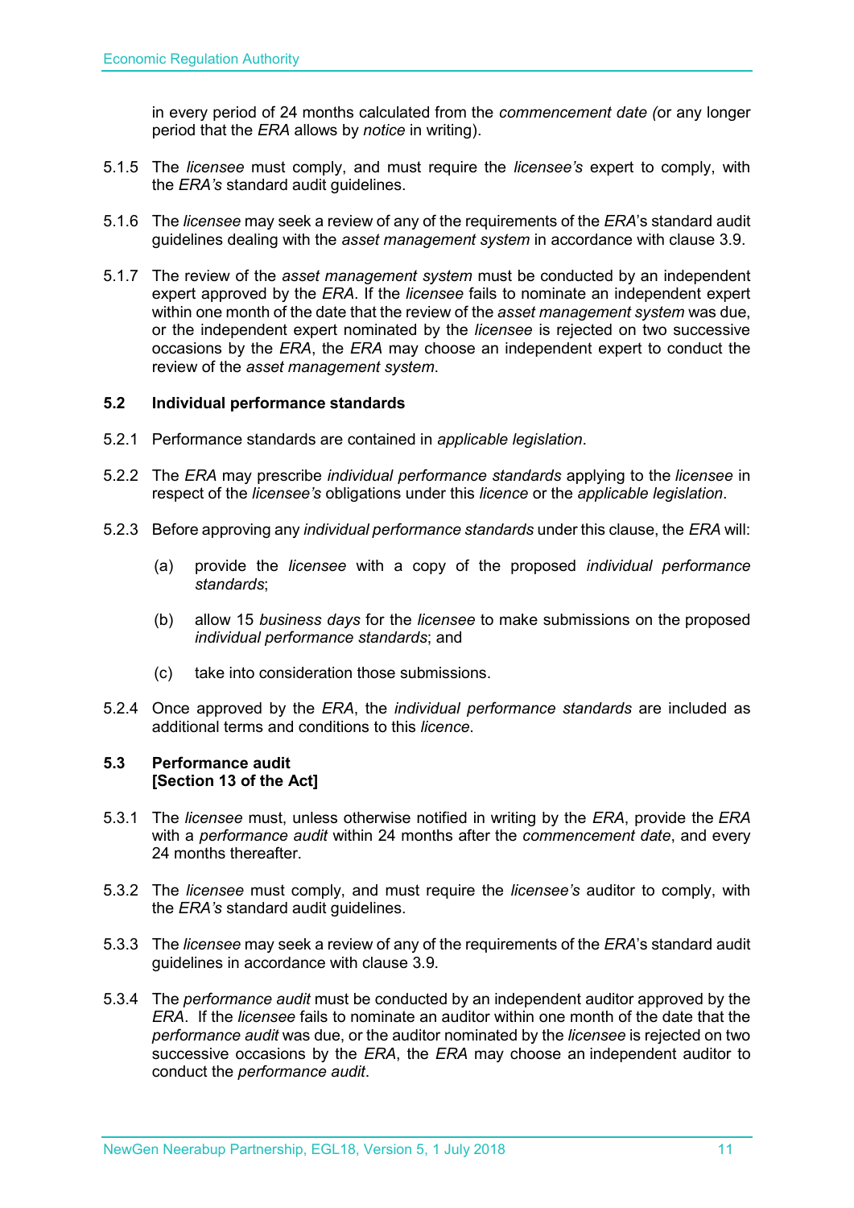in every period of 24 months calculated from the *commencement date (*or any longer period that the *ERA* allows by *notice* in writing).

5.1.5 The *licensee* must comply, and must require the *licensee's* expert to comply, with the *ERA's* standard audit guidelines.

5.1.6 The *licensee* may seek a review of any of the requirements of the *ERA*'s standard audit guidelines dealing with the *asset management system* in accordance with clause 3.9.

5.1.7 The review of the *asset management system* must be conducted by an independent expert approved by the *ERA*. If the *licensee* fails to nominate an independent expert within one month of the date that the review of the *asset management system* was due, or the independent expert nominated by the *licensee* is rejected on two successive occasions by the *ERA*, the *ERA* may choose an independent expert to conduct the review of the *asset management system*.

### 5.2 Individual performance standards

5.2.1 Performance standards are contained in *applicable legislation*.

5.2.2 The *ERA* may prescribe *individual performance standards* applying to the *licensee* in respect of the *licensee's* obligations under this *licence* or the *applicable legislation*.

5.2.3 Before approving any *individual performance standards* under this clause, the *ERA* will:

(a) provide the *licensee* with a copy of the proposed *individual performance standards*;

(b) allow 15 *business days* for the *licensee* to make submissions on the proposed *individual performance standards*; and

(c) take into consideration those submissions.

5.2.4 Once approved by the *ERA*, the *individual performance standards* are included as additional terms and conditions to this *licence*.

### 5.3 Performance audit
**[Section 13 of the Act]**

5.3.1 The *licensee* must, unless otherwise notified in writing by the *ERA*, provide the *ERA* with a *performance audit* within 24 months after the *commencement date*, and every 24 months thereafter.

5.3.2 The *licensee* must comply, and must require the *licensee's* auditor to comply, with the *ERA's* standard audit guidelines.

5.3.3 The *licensee* may seek a review of any of the requirements of the *ERA*'s standard audit guidelines in accordance with clause 3.9.

5.3.4 The *performance audit* must be conducted by an independent auditor approved by the *ERA*. If the *licensee* fails to nominate an auditor within one month of the date that the *performance audit* was due, or the auditor nominated by the *licensee* is rejected on two successive occasions by the *ERA*, the *ERA* may choose an independent auditor to conduct the *performance audit*.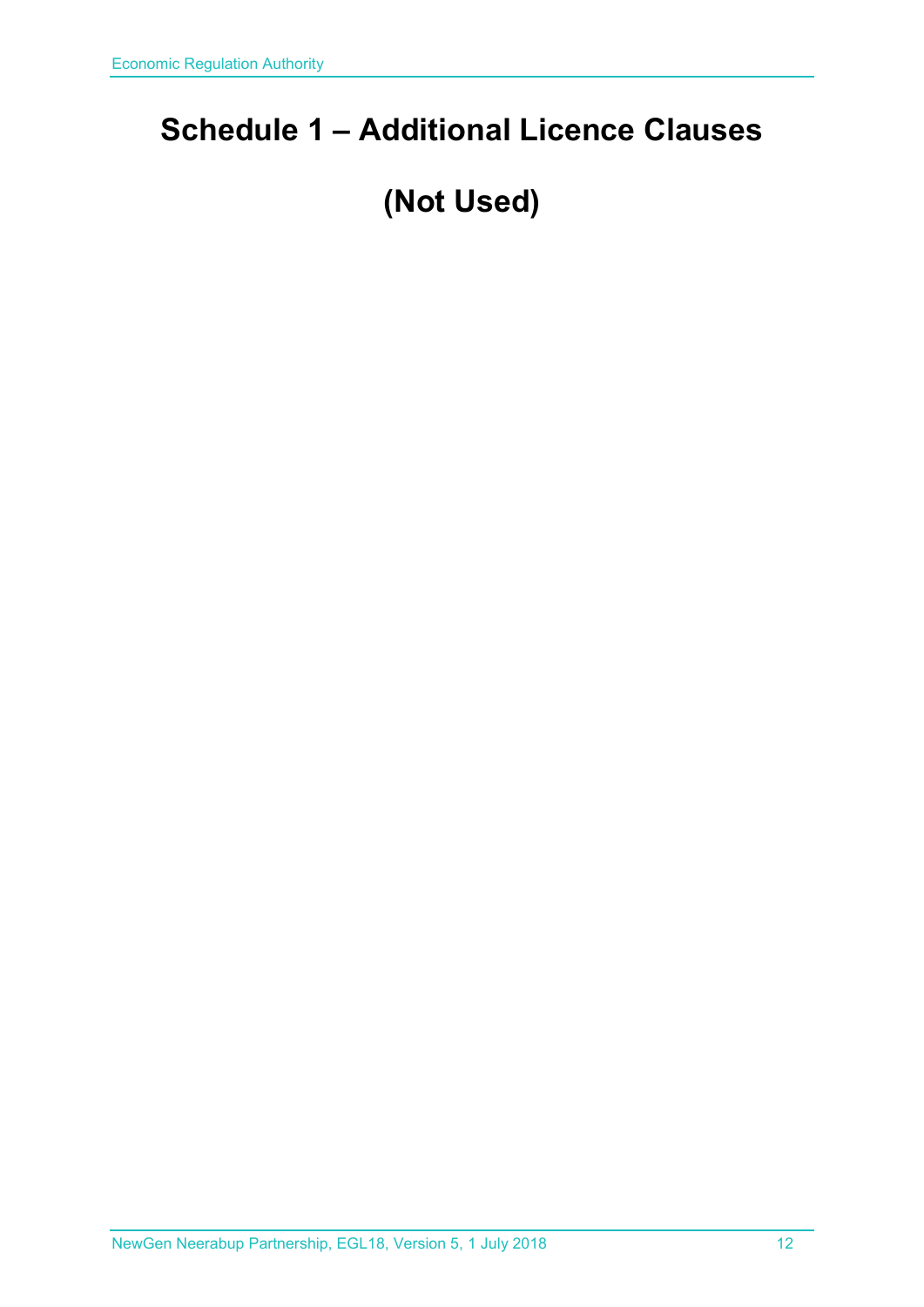# Schedule 1 – Additional Licence Clauses

# (Not Used)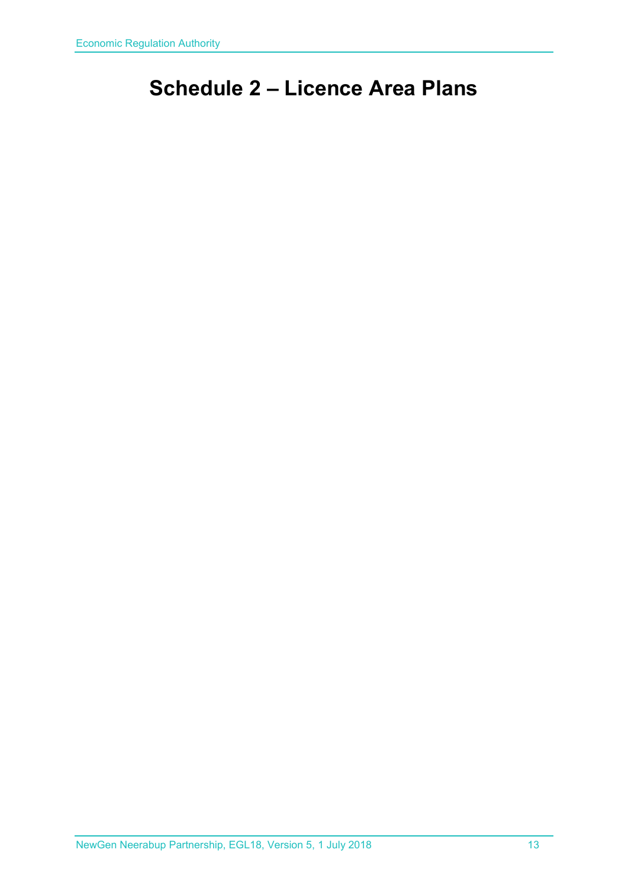# Schedule 2 – Licence Area Plans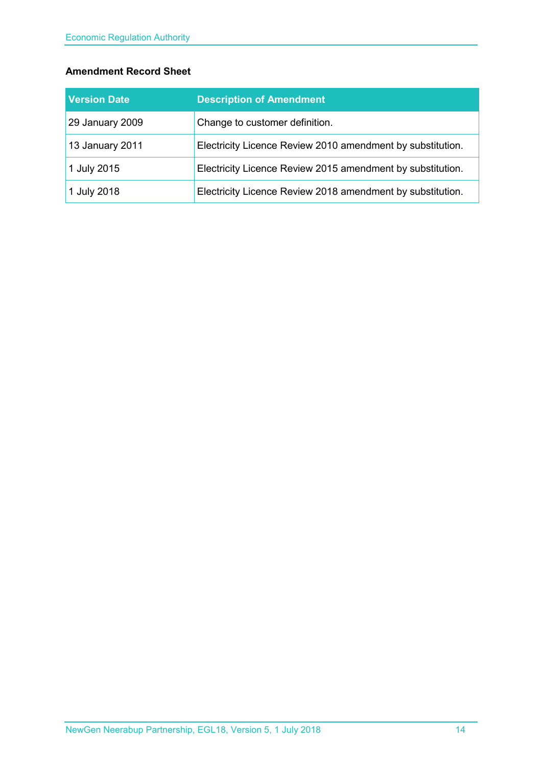**Amendment Record Sheet**

| Version Date | Description of Amendment |
| --- | --- |
| 29 January 2009 | Change to customer definition. |
| 13 January 2011 | Electricity Licence Review 2010 amendment by substitution. |
| 1 July 2015 | Electricity Licence Review 2015 amendment by substitution. |
| 1 July 2018 | Electricity Licence Review 2018 amendment by substitution. |